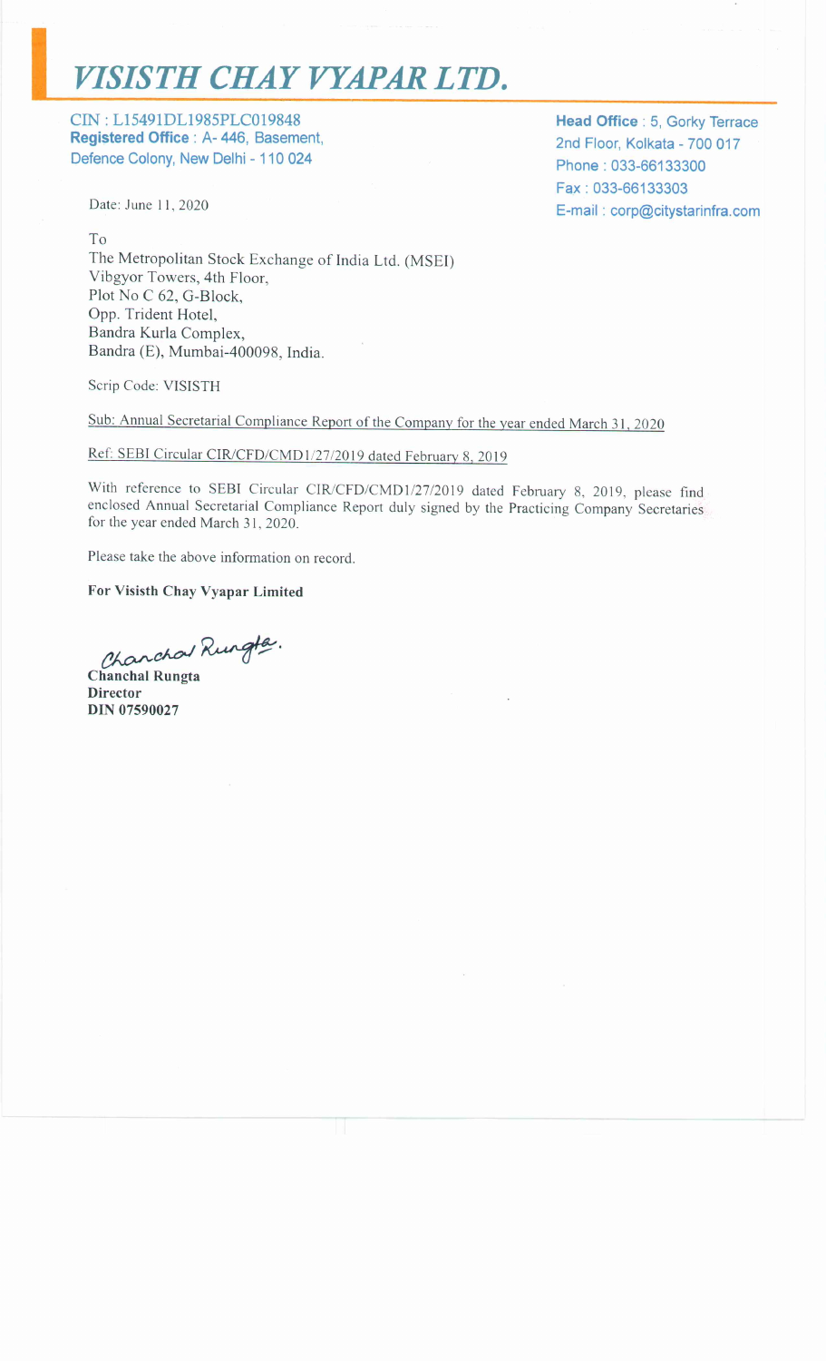# VISISTH CHAY VYAPAR LTD.

CIN : L15491DL1985PLC019848
**Registered Office** : A- 446, Basement, Defence Colony, New Delhi - 110 024

**Head Office** : 5, Gorky Terrace 2nd Floor, Kolkata - 700 017
Phone : 033-66133300
Fax : 033-66133303
E-mail : corp@citystarinfra.com

Date: June 11, 2020

To
The Metropolitan Stock Exchange of India Ltd. (MSEI)
Vibgyor Towers, 4th Floor,
Plot No C 62, G-Block,
Opp. Trident Hotel,
Bandra Kurla Complex,
Bandra (E), Mumbai-400098, India.

Scrip Code: VISISTH

Sub: Annual Secretarial Compliance Report of the Company for the year ended March 31, 2020

Ref: SEBI Circular CIR/CFD/CMD1/27/2019 dated February 8, 2019

With reference to SEBI Circular CIR/CFD/CMD1/27/2019 dated February 8, 2019, please find enclosed Annual Secretarial Compliance Report duly signed by the Practicing Company Secretaries for the year ended March 31, 2020.

Please take the above information on record.

**For Visisth Chay Vyapar Limited**

Chanchal Rungta

**Chanchal Rungta**
**Director**
**DIN 07590027**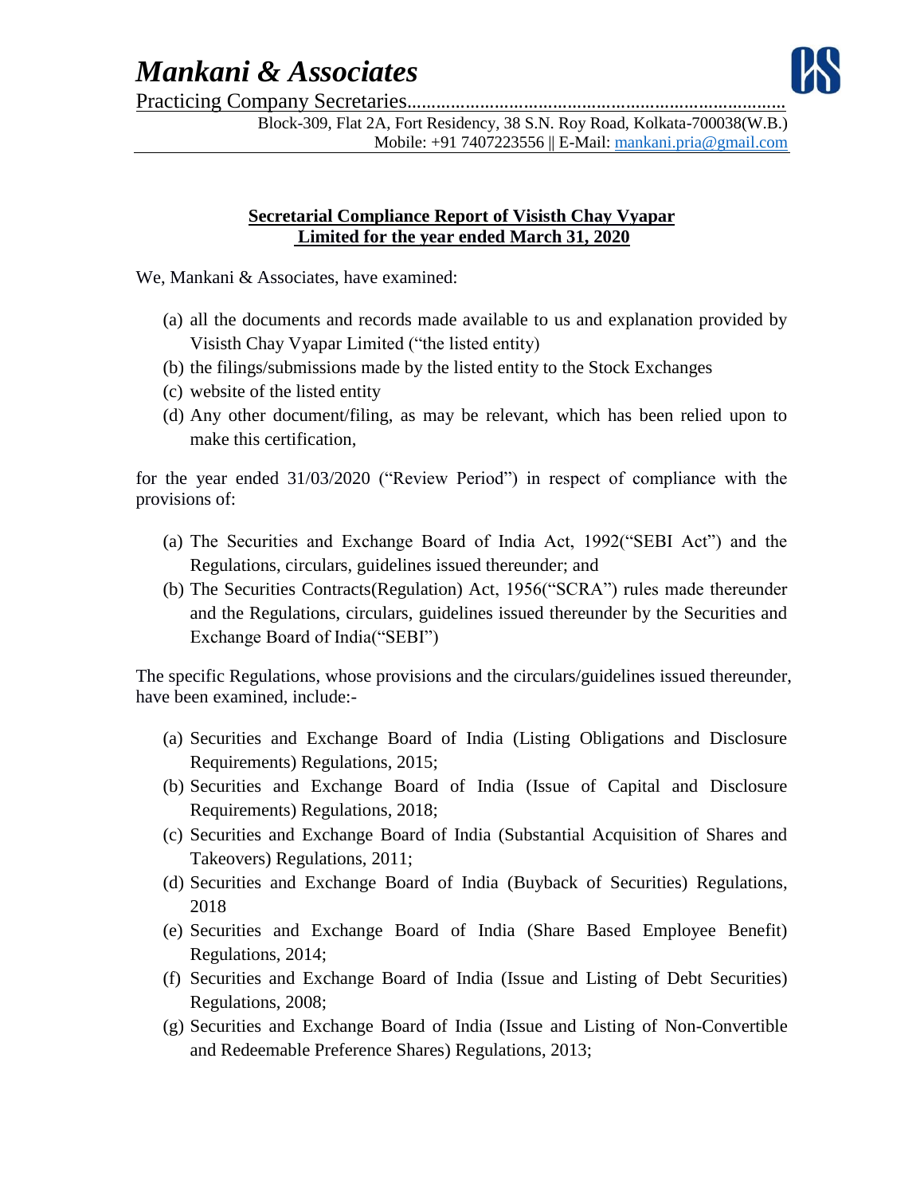# *Mankani & Associates*

Practicing Company Secretaries............................................................................

Block-309, Flat 2A, Fort Residency, 38 S.N. Roy Road, Kolkata-700038(W.B.)
Mobile: +91 7407223556 || E-Mail: mankani.pria@gmail.com

**Secretarial Compliance Report of Visisth Chay Vyapar Limited for the year ended March 31, 2020**

We, Mankani & Associates, have examined:

(a) all the documents and records made available to us and explanation provided by Visisth Chay Vyapar Limited ("the listed entity)
(b) the filings/submissions made by the listed entity to the Stock Exchanges
(c) website of the listed entity
(d) Any other document/filing, as may be relevant, which has been relied upon to make this certification,

for the year ended 31/03/2020 ("Review Period") in respect of compliance with the provisions of:

(a) The Securities and Exchange Board of India Act, 1992("SEBI Act") and the Regulations, circulars, guidelines issued thereunder; and
(b) The Securities Contracts(Regulation) Act, 1956("SCRA") rules made thereunder and the Regulations, circulars, guidelines issued thereunder by the Securities and Exchange Board of India("SEBI")

The specific Regulations, whose provisions and the circulars/guidelines issued thereunder, have been examined, include:-

(a) Securities and Exchange Board of India (Listing Obligations and Disclosure Requirements) Regulations, 2015;
(b) Securities and Exchange Board of India (Issue of Capital and Disclosure Requirements) Regulations, 2018;
(c) Securities and Exchange Board of India (Substantial Acquisition of Shares and Takeovers) Regulations, 2011;
(d) Securities and Exchange Board of India (Buyback of Securities) Regulations, 2018
(e) Securities and Exchange Board of India (Share Based Employee Benefit) Regulations, 2014;
(f) Securities and Exchange Board of India (Issue and Listing of Debt Securities) Regulations, 2008;
(g) Securities and Exchange Board of India (Issue and Listing of Non-Convertible and Redeemable Preference Shares) Regulations, 2013;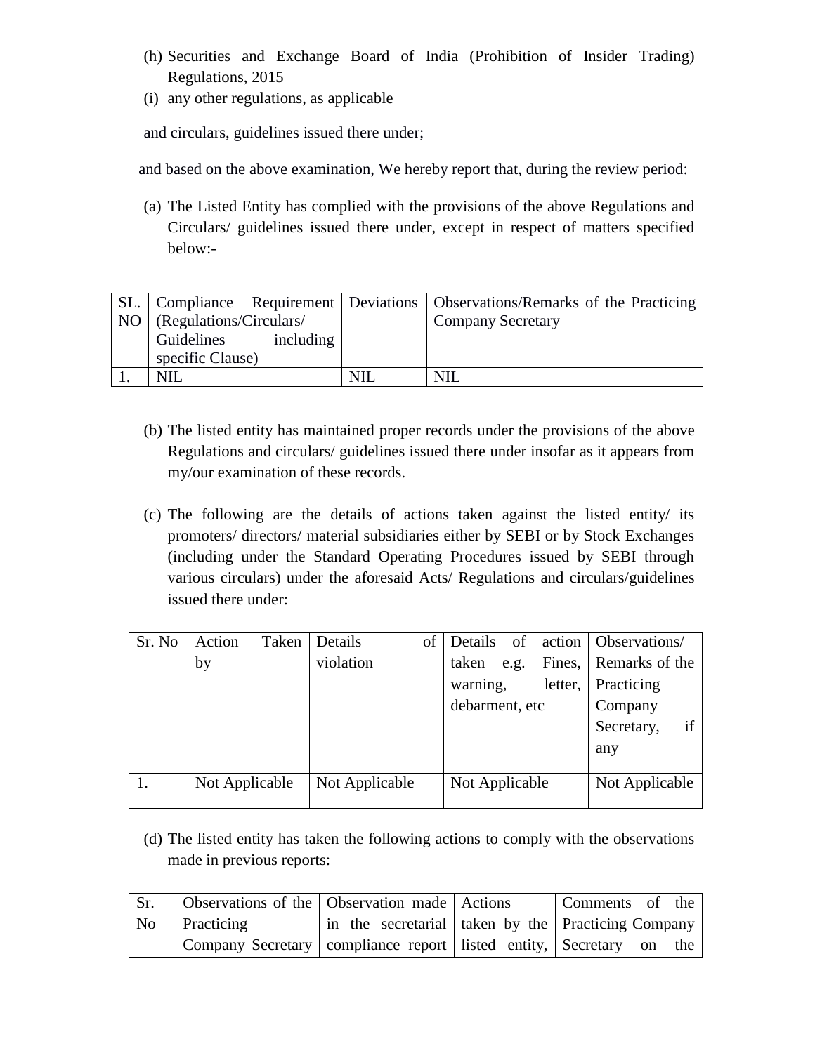(h) Securities and Exchange Board of India (Prohibition of Insider Trading) Regulations, 2015

(i) any other regulations, as applicable

and circulars, guidelines issued there under;

and based on the above examination, We hereby report that, during the review period:

(a) The Listed Entity has complied with the provisions of the above Regulations and Circulars/ guidelines issued there under, except in respect of matters specified below:-

| SL. NO | Compliance Requirement (Regulations/Circulars/ Guidelines including specific Clause) | Deviations | Observations/Remarks of the Practicing Company Secretary |
|---|---|---|---|
| 1. | NIL | NIL | NIL |

(b) The listed entity has maintained proper records under the provisions of the above Regulations and circulars/ guidelines issued there under insofar as it appears from my/our examination of these records.

(c) The following are the details of actions taken against the listed entity/ its promoters/ directors/ material subsidiaries either by SEBI or by Stock Exchanges (including under the Standard Operating Procedures issued by SEBI through various circulars) under the aforesaid Acts/ Regulations and circulars/guidelines issued there under:

| Sr. No | Action Taken by | Details of violation | Details of action taken e.g. Fines, warning, letter, debarment, etc | Observations/ Remarks of the Practicing Company Secretary, if any |
|---|---|---|---|---|
| 1. | Not Applicable | Not Applicable | Not Applicable | Not Applicable |

(d) The listed entity has taken the following actions to comply with the observations made in previous reports:

| Sr. No | Observations of the Practicing Company Secretary | Observation made in the secretarial compliance report | Actions taken by the listed entity, | Comments of the Practicing Company Secretary on the |
|---|---|---|---|---|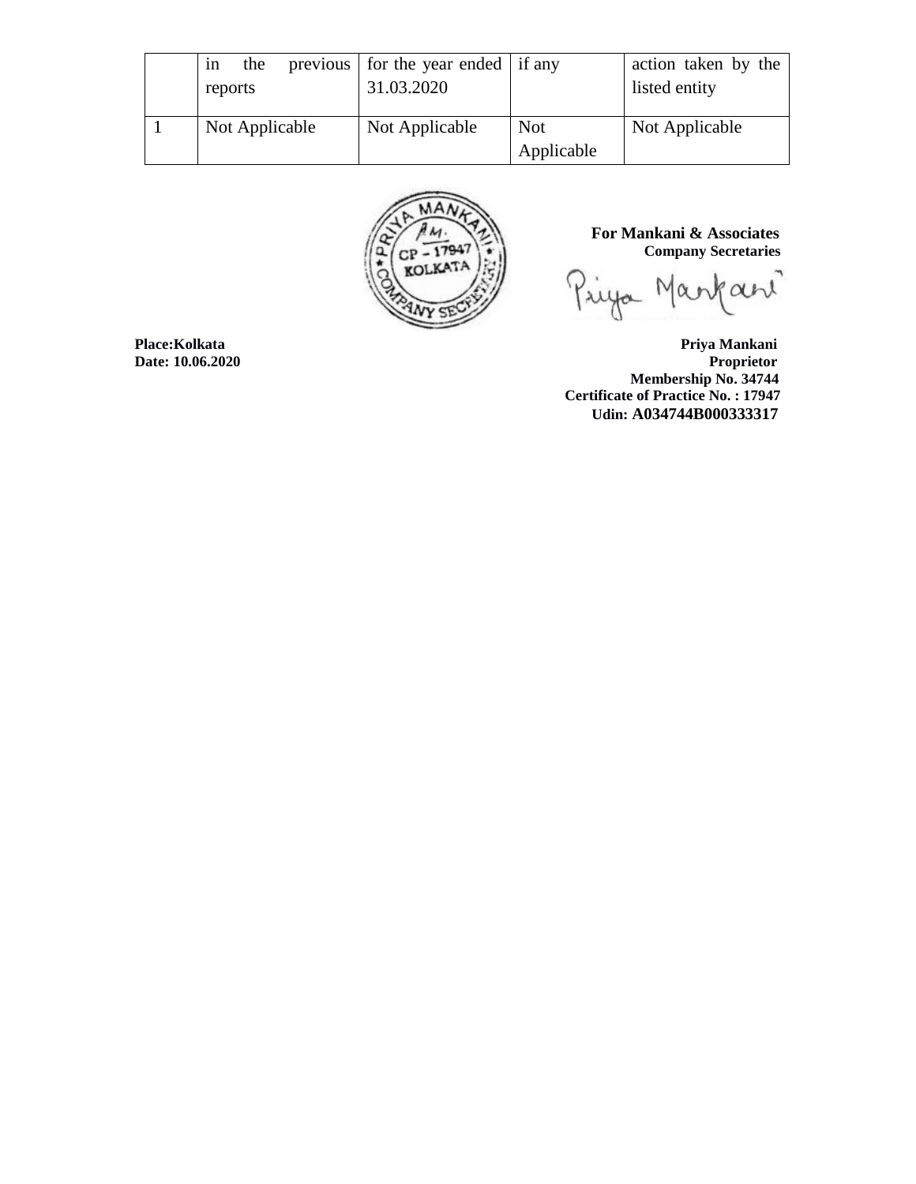| | in the previous reports | for the year ended 31.03.2020 | if any | action taken by the listed entity |
|---|---|---|---|---|
| 1 | Not Applicable | Not Applicable | Not Applicable | Not Applicable |

**For Mankani & Associates**
**Company Secretaries**

Priya Mankani

**Place:Kolkata**
**Date: 10.06.2020**

**Priya Mankani**
**Proprietor**
**Membership No. 34744**
**Certificate of Practice No. : 17947**
**Udin: A034744B000333317**